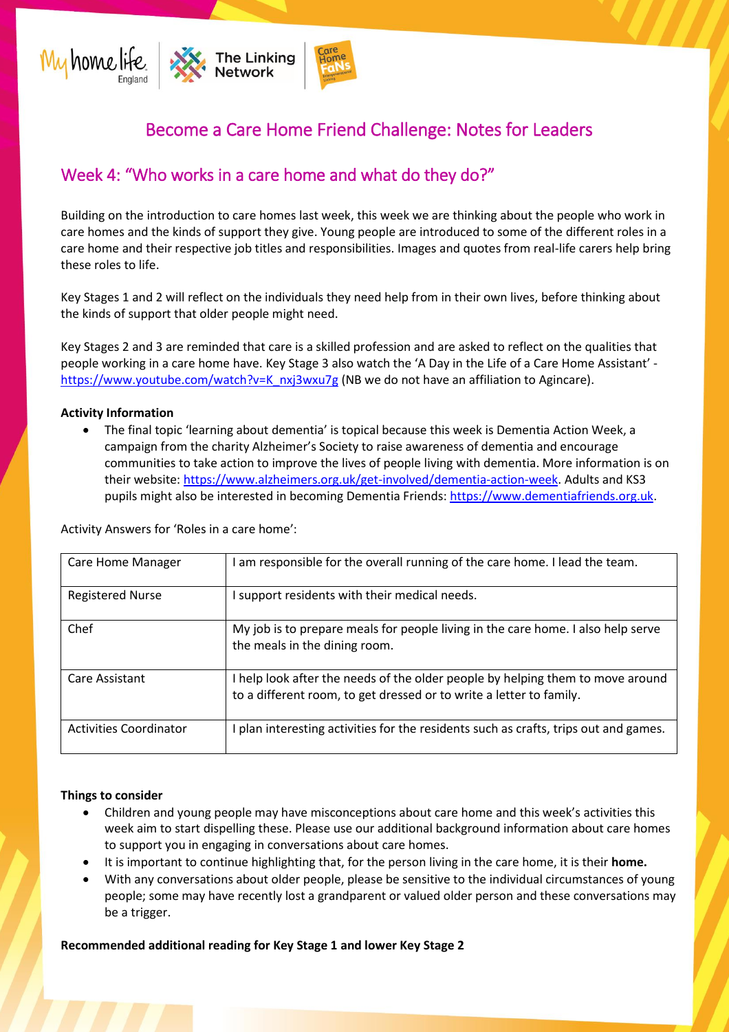# Become a Care Home Friend Challenge: Notes for Leaders

## Week 4: "Who works in a care home and what do they do?"

Building on the introduction to care homes last week, this week we are thinking about the people who work in care homes and the kinds of support they give. Young people are introduced to some of the different roles in a care home and their respective job titles and responsibilities. Images and quotes from real-life carers help bring these roles to life.

Key Stages 1 and 2 will reflect on the individuals they need help from in their own lives, before thinking about the kinds of support that older people might need.

Key Stages 2 and 3 are reminded that care is a skilled profession and are asked to reflect on the qualities that people working in a care home have. Key Stage 3 also watch the 'A Day in the Life of a Care Home Assistant' - https://www.youtube.com/watch?v=K_nxj3wxu7g (NB we do not have an affiliation to Agincare).

**Activity Information**

- The final topic 'learning about dementia' is topical because this week is Dementia Action Week, a campaign from the charity Alzheimer's Society to raise awareness of dementia and encourage communities to take action to improve the lives of people living with dementia. More information is on their website: https://www.alzheimers.org.uk/get-involved/dementia-action-week. Adults and KS3 pupils might also be interested in becoming Dementia Friends: https://www.dementiafriends.org.uk.

Activity Answers for 'Roles in a care home':

| Role | Description |
|---|---|
| Care Home Manager | I am responsible for the overall running of the care home. I lead the team. |
| Registered Nurse | I support residents with their medical needs. |
| Chef | My job is to prepare meals for people living in the care home. I also help serve the meals in the dining room. |
| Care Assistant | I help look after the needs of the older people by helping them to move around to a different room, to get dressed or to write a letter to family. |
| Activities Coordinator | I plan interesting activities for the residents such as crafts, trips out and games. |

**Things to consider**

- Children and young people may have misconceptions about care home and this week's activities this week aim to start dispelling these. Please use our additional background information about care homes to support you in engaging in conversations about care homes.
- It is important to continue highlighting that, for the person living in the care home, it is their **home.**
- With any conversations about older people, please be sensitive to the individual circumstances of young people; some may have recently lost a grandparent or valued older person and these conversations may be a trigger.

**Recommended additional reading for Key Stage 1 and lower Key Stage 2**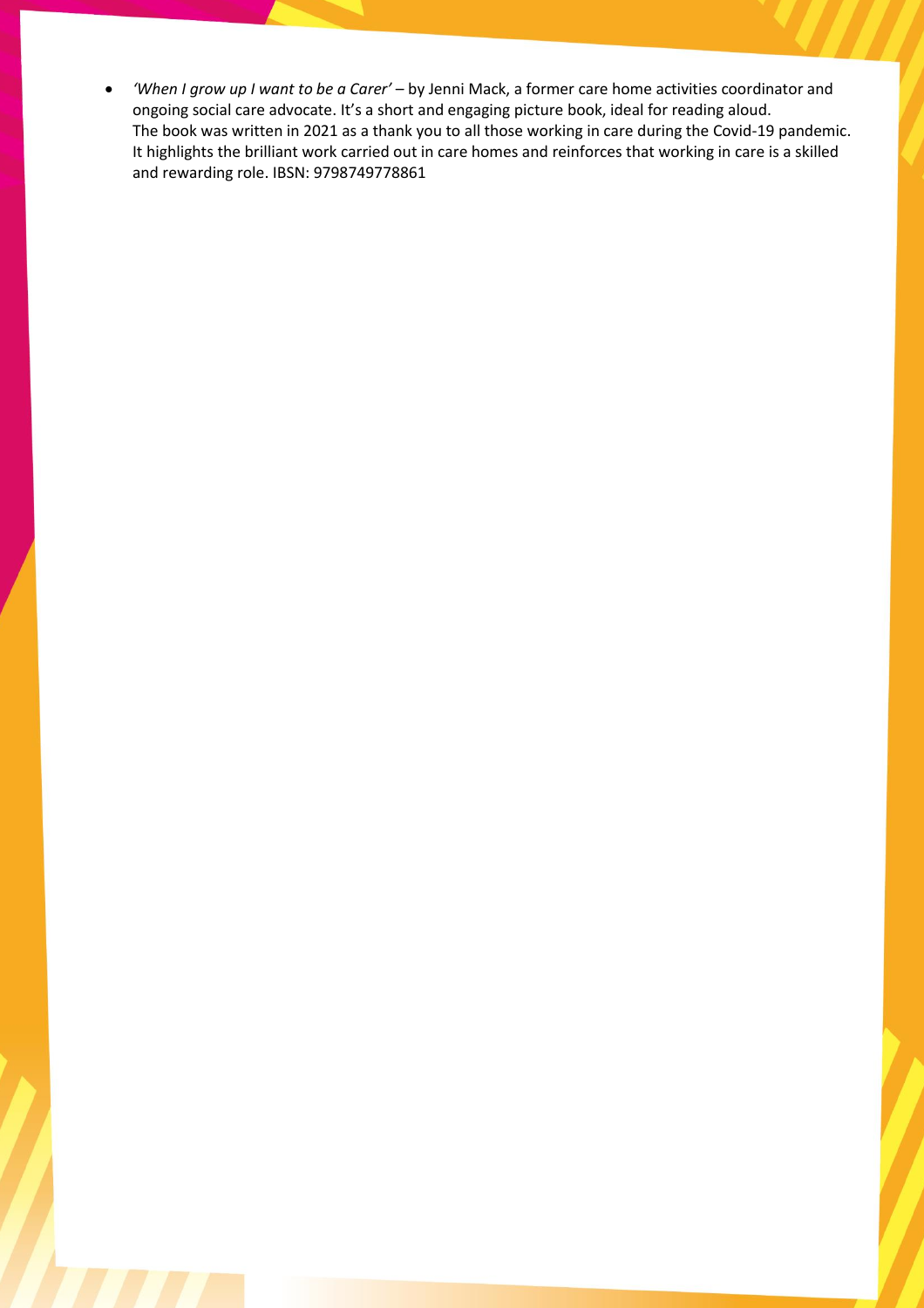- *'When I grow up I want to be a Carer'* – by Jenni Mack, a former care home activities coordinator and ongoing social care advocate. It's a short and engaging picture book, ideal for reading aloud. The book was written in 2021 as a thank you to all those working in care during the Covid-19 pandemic. It highlights the brilliant work carried out in care homes and reinforces that working in care is a skilled and rewarding role. IBSN: 9798749778861